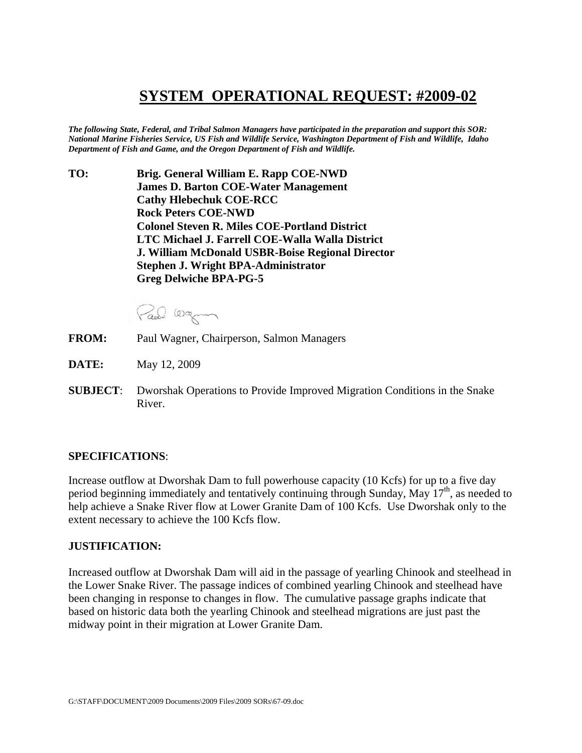# SYSTEM OPERATIONAL REQUEST: #2009-02

***The following State, Federal, and Tribal Salmon Managers have participated in the preparation and support this SOR: National Marine Fisheries Service, US Fish and Wildlife Service, Washington Department of Fish and Wildlife, Idaho Department of Fish and Game, and the Oregon Department of Fish and Wildlife.***

**TO:** **Brig. General William E. Rapp COE-NWD**
**James D. Barton COE-Water Management**
**Cathy Hlebechuk COE-RCC**
**Rock Peters COE-NWD**
**Colonel Steven R. Miles COE-Portland District**
**LTC Michael J. Farrell COE-Walla Walla District**
**J. William McDonald USBR-Boise Regional Director**
**Stephen J. Wright BPA-Administrator**
**Greg Delwiche BPA-PG-5**

**FROM:** Paul Wagner, Chairperson, Salmon Managers

**DATE:** May 12, 2009

**SUBJECT**: Dworshak Operations to Provide Improved Migration Conditions in the Snake River.

**SPECIFICATIONS**:

Increase outflow at Dworshak Dam to full powerhouse capacity (10 Kcfs) for up to a five day period beginning immediately and tentatively continuing through Sunday, May 17th, as needed to help achieve a Snake River flow at Lower Granite Dam of 100 Kcfs. Use Dworshak only to the extent necessary to achieve the 100 Kcfs flow.

**JUSTIFICATION:**

Increased outflow at Dworshak Dam will aid in the passage of yearling Chinook and steelhead in the Lower Snake River. The passage indices of combined yearling Chinook and steelhead have been changing in response to changes in flow. The cumulative passage graphs indicate that based on historic data both the yearling Chinook and steelhead migrations are just past the midway point in their migration at Lower Granite Dam.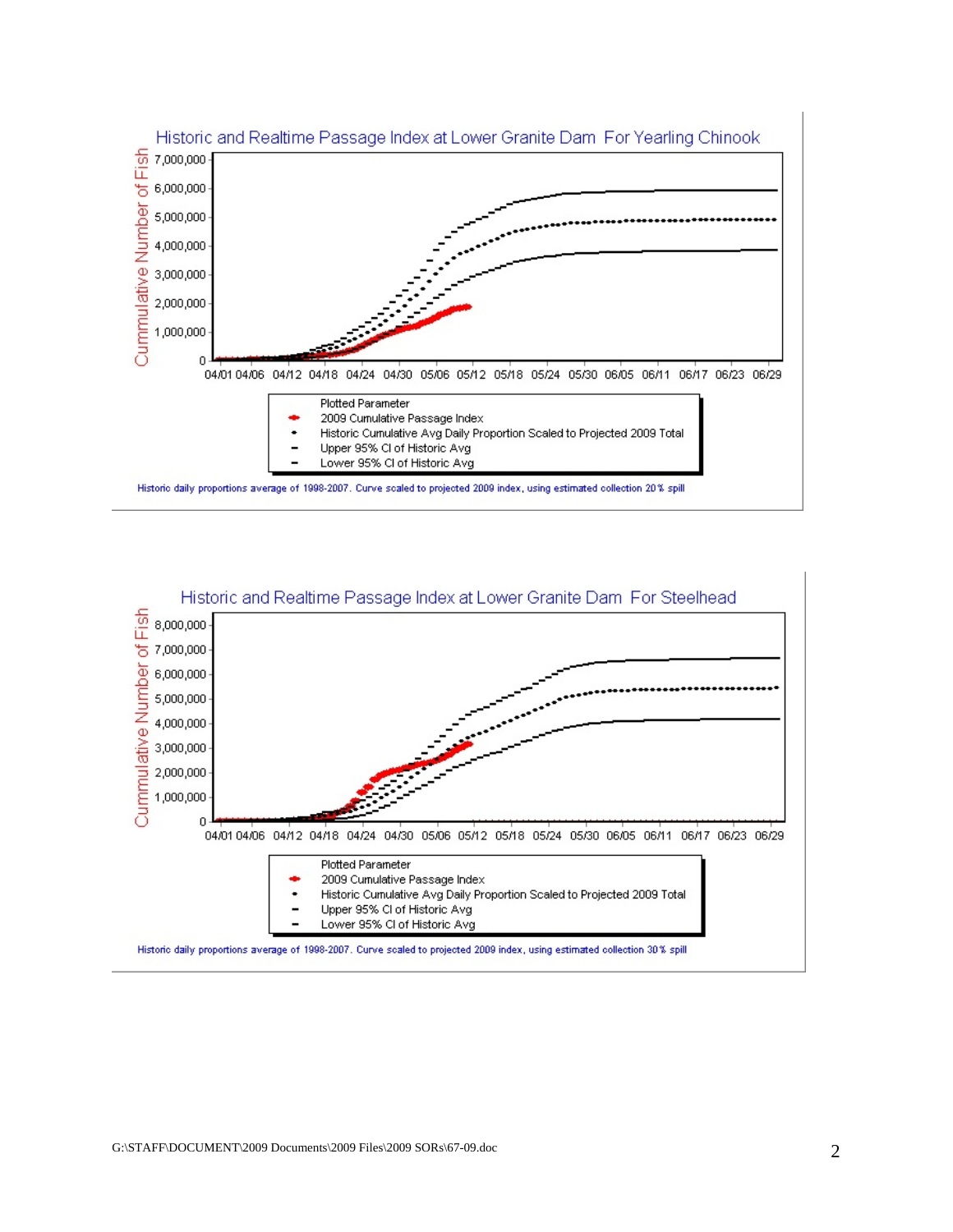**Historic and Realtime Passage Index at Lower Granite Dam For Yearling Chinook**

Cummulative Number of Fish

7,000,000
6,000,000
5,000,000
4,000,000
3,000,000
2,000,000
1,000,000
0

04/01 04/06 04/12 04/18 04/24 04/30 05/06 05/12 05/18 05/24 05/30 06/05 06/11 06/17 06/23 06/29

Plotted Parameter
- 2009 Cumulative Passage Index
- Historic Cumulative Avg Daily Proportion Scaled to Projected 2009 Total
- Upper 95% CI of Historic Avg
- Lower 95% CI of Historic Avg

Historic daily proportions average of 1998-2007. Curve scaled to projected 2009 index, using estimated collection 20% spill

**Historic and Realtime Passage Index at Lower Granite Dam For Steelhead**

Cummulative Number of Fish

8,000,000
7,000,000
6,000,000
5,000,000
4,000,000
3,000,000
2,000,000
1,000,000
0

04/01 04/06 04/12 04/18 04/24 04/30 05/06 05/12 05/18 05/24 05/30 06/05 06/11 06/17 06/23 06/29

Plotted Parameter
- 2009 Cumulative Passage Index
- Historic Cumulative Avg Daily Proportion Scaled to Projected 2009 Total
- Upper 95% CI of Historic Avg
- Lower 95% CI of Historic Avg

Historic daily proportions average of 1998-2007. Curve scaled to projected 2009 index, using estimated collection 30% spill

G:\STAFF\DOCUMENT\2009 Documents\2009 Files\2009 SORs\67-09.doc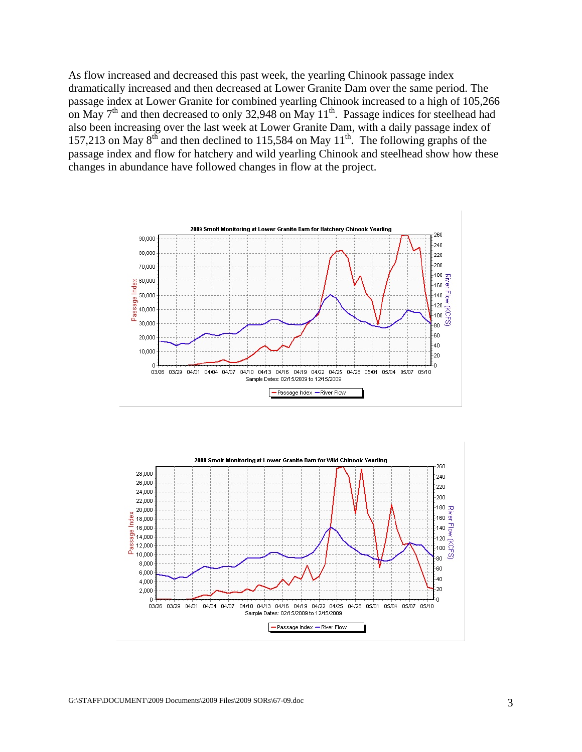As flow increased and decreased this past week, the yearling Chinook passage index dramatically increased and then decreased at Lower Granite Dam over the same period. The passage index at Lower Granite for combined yearling Chinook increased to a high of 105,266 on May 7th and then decreased to only 32,948 on May 11th. Passage indices for steelhead had also been increasing over the last week at Lower Granite Dam, with a daily passage index of 157,213 on May 8th and then declined to 115,584 on May 11th. The following graphs of the passage index and flow for hatchery and wild yearling Chinook and steelhead show how these changes in abundance have followed changes in flow at the project.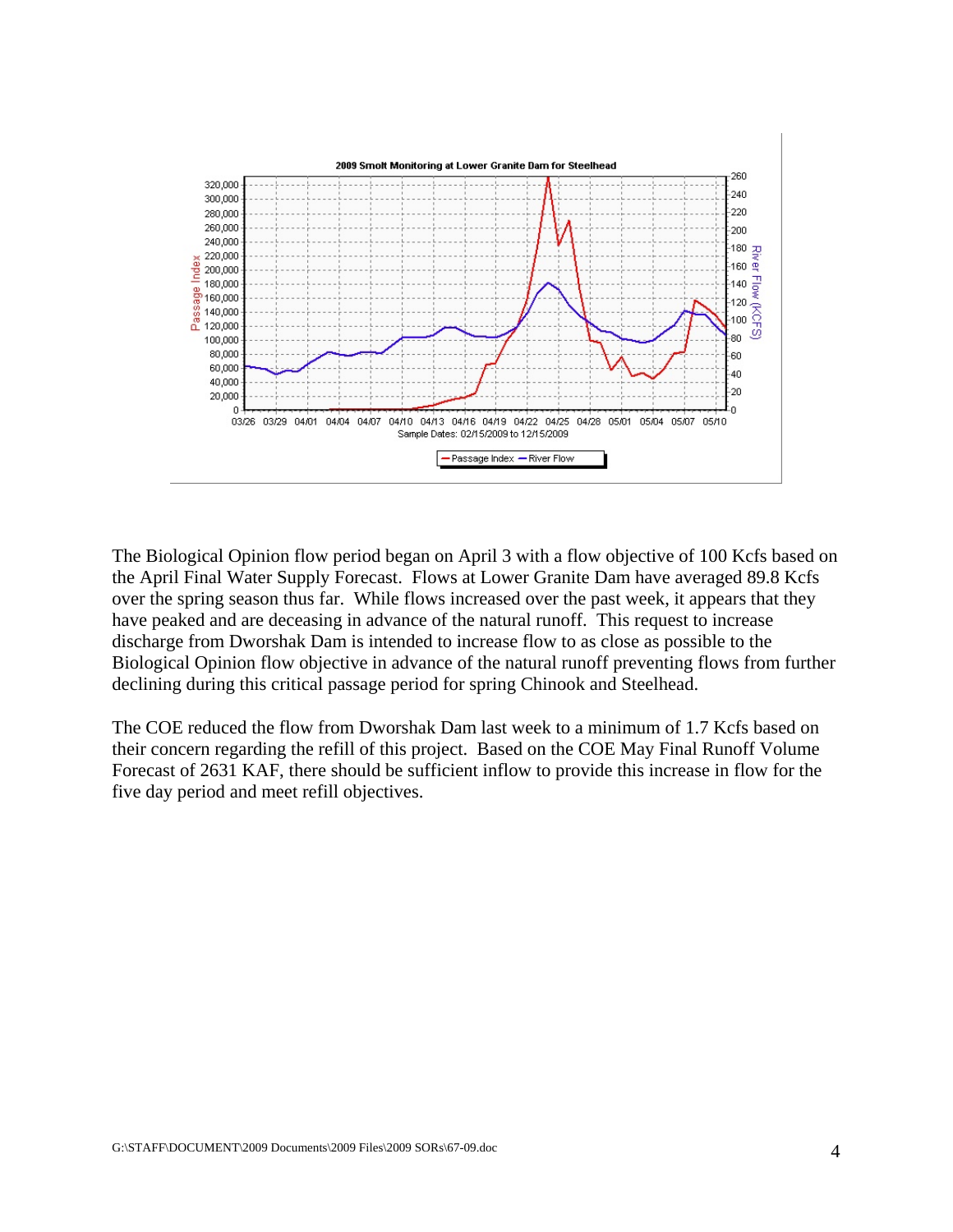2009 Smolt Monitoring at Lower Granite Dam for Steelhead

Passage Index

320,000
300,000
280,000
260,000
240,000
220,000
200,000
180,000
160,000
140,000
120,000
100,000
80,000
60,000
40,000
20,000
0

River Flow (KCFS)

260
240
220
200
180
160
140
120
100
80
60
40
20
0

03/26 03/29 04/01 04/04 04/07 04/10 04/13 04/16 04/19 04/22 04/25 04/28 05/01 05/04 05/07 05/10

Sample Dates: 02/15/2009 to 12/15/2009

Passage Index — River Flow

The Biological Opinion flow period began on April 3 with a flow objective of 100 Kcfs based on the April Final Water Supply Forecast. Flows at Lower Granite Dam have averaged 89.8 Kcfs over the spring season thus far. While flows increased over the past week, it appears that they have peaked and are deceasing in advance of the natural runoff. This request to increase discharge from Dworshak Dam is intended to increase flow to as close as possible to the Biological Opinion flow objective in advance of the natural runoff preventing flows from further declining during this critical passage period for spring Chinook and Steelhead.

The COE reduced the flow from Dworshak Dam last week to a minimum of 1.7 Kcfs based on their concern regarding the refill of this project. Based on the COE May Final Runoff Volume Forecast of 2631 KAF, there should be sufficient inflow to provide this increase in flow for the five day period and meet refill objectives.